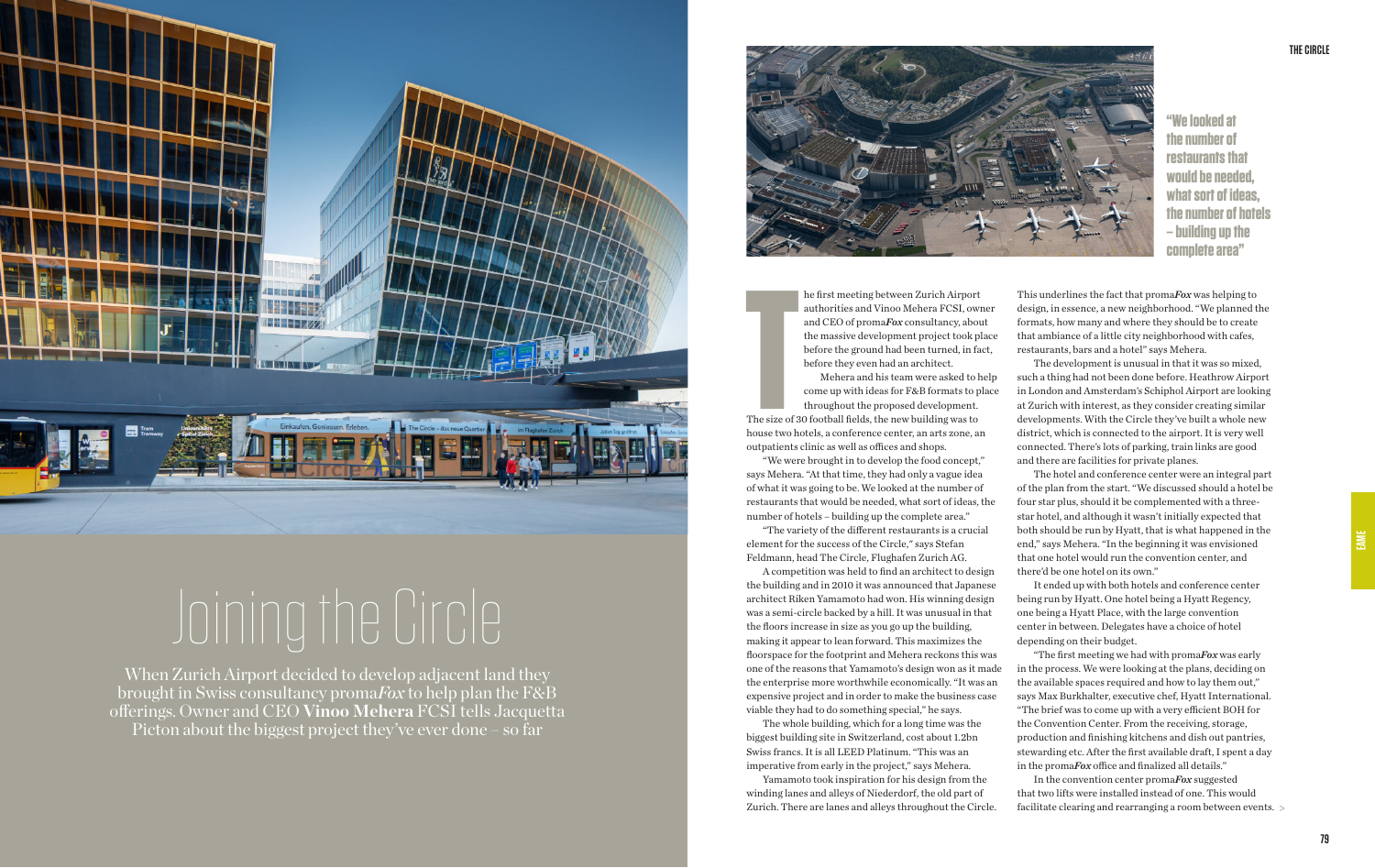# Joining the Circle

When Zurich Airport decided to develop adjacent land they brought in Swiss consultancy proma*Fox* to help plan the F&B offerings. Owner and CEO **Vinoo Mehera** FCSI tells Jacquetta Picton about the biggest project they've ever done – so far

> "We looked at the number of restaurants that would be needed, what sort of ideas, the number of hotels – building up the complete area"

The first meeting between Zurich Airport authorities and Vinoo Mehera FCSI, owner and CEO of proma*Fox* consultancy, about the massive development project took place before the ground had been turned, in fact, before they even had an architect.

Mehera and his team were asked to help come up with ideas for F&B formats to place throughout the proposed development. The size of 30 football fields, the new building was to house two hotels, a conference center, an arts zone, an outpatients clinic as well as offices and shops.

"We were brought in to develop the food concept," says Mehera. "At that time, they had only a vague idea of what it was going to be. We looked at the number of restaurants that would be needed, what sort of ideas, the number of hotels – building up the complete area."

"The variety of the different restaurants is a crucial element for the success of the Circle," says Stefan Feldmann, head The Circle, Flughafen Zurich AG.

A competition was held to find an architect to design the building and in 2010 it was announced that Japanese architect Riken Yamamoto had won. His winning design was a semi-circle backed by a hill. It was unusual in that the floors increase in size as you go up the building, making it appear to lean forward. This maximizes the floorspace for the footprint and Mehera reckons this was one of the reasons that Yamamoto's design won as it made the enterprise more worthwhile economically. "It was an expensive project and in order to make the business case viable they had to do something special," he says.

The whole building, which for a long time was the biggest building site in Switzerland, cost about 1.2bn Swiss francs. It is all LEED Platinum. "This was an imperative from early in the project," says Mehera.

Yamamoto took inspiration for his design from the winding lanes and alleys of Niederdorf, the old part of Zurich. There are lanes and alleys throughout the Circle. This underlines the fact that proma*Fox* was helping to design, in essence, a new neighborhood. "We planned the formats, how many and where they should be to create that ambiance of a little city neighborhood with cafes, restaurants, bars and a hotel" says Mehera.

The development is unusual in that it was so mixed, such a thing had not been done before. Heathrow Airport in London and Amsterdam's Schiphol Airport are looking at Zurich with interest, as they consider creating similar developments. With the Circle they've built a whole new district, which is connected to the airport. It is very well connected. There's lots of parking, train links are good and there are facilities for private planes.

The hotel and conference center were an integral part of the plan from the start. "We discussed should a hotel be four star plus, should it be complemented with a three-star hotel, and although it wasn't initially expected that both should be run by Hyatt, that is what happened in the end," says Mehera. "In the beginning it was envisioned that one hotel would run the convention center, and there'd be one hotel on its own."

It ended up with both hotels and conference center being run by Hyatt. One hotel being a Hyatt Regency, one being a Hyatt Place, with the large convention center in between. Delegates have a choice of hotel depending on their budget.

"The first meeting we had with proma*Fox* was early in the process. We were looking at the plans, deciding on the available spaces required and how to lay them out," says Max Burkhalter, executive chef, Hyatt International. "The brief was to come up with a very efficient BOH for the Convention Center. From the receiving, storage, production and finishing kitchens and dish out pantries, stewarding etc. After the first available draft, I spent a day in the proma*Fox* office and finalized all details."

In the convention center proma*Fox* suggested that two lifts were installed instead of one. This would facilitate clearing and rearranging a room between events. >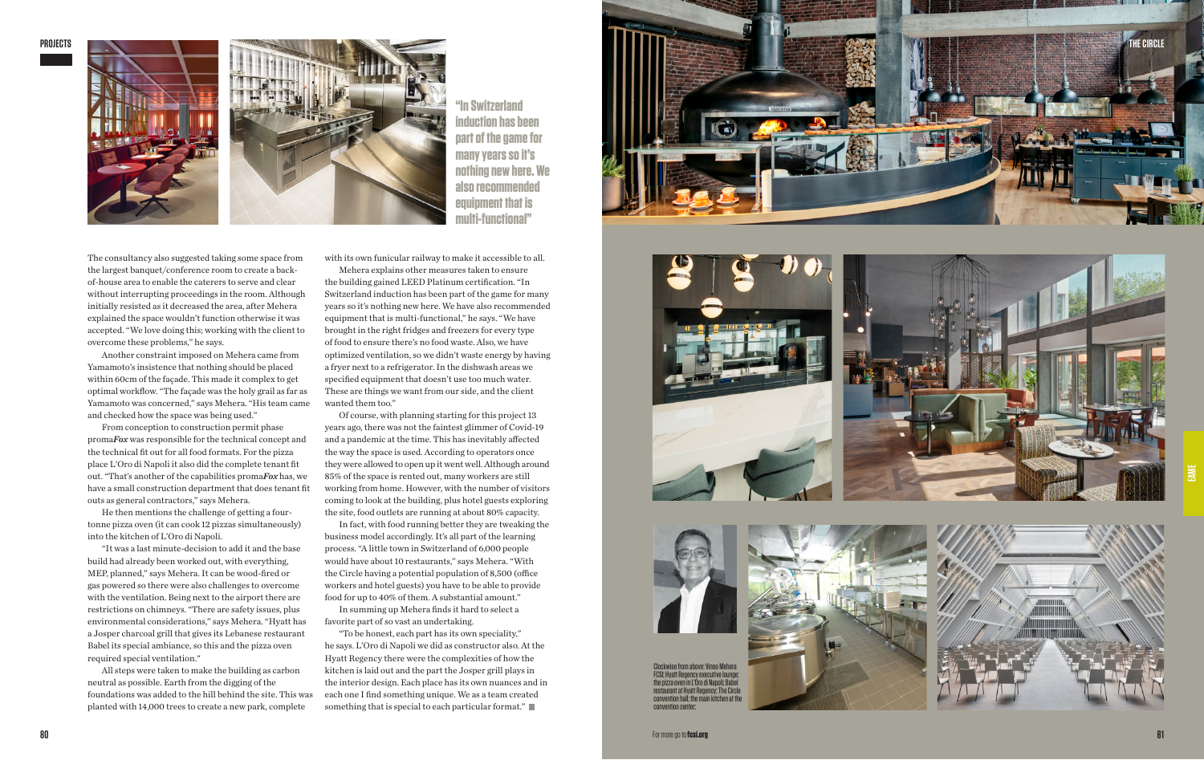"In Switzerland induction has been part of the game for many years so it's nothing new here. We also recommended equipment that is multi-functional"

The consultancy also suggested taking some space from the largest banquet/conference room to create a back-of-house area to enable the caterers to serve and clear without interrupting proceedings in the room. Although initially resisted as it decreased the area, after Mehera explained the space wouldn't function otherwise it was accepted. "We love doing this; working with the client to overcome these problems," he says.

Another constraint imposed on Mehera came from Yamamoto's insistence that nothing should be placed within 60cm of the façade. This made it complex to get optimal workflow. "The façade was the holy grail as far as Yamamoto was concerned," says Mehera. "His team came and checked how the space was being used."

From conception to construction permit phase proma***Fox*** was responsible for the technical concept and the technical fit out for all food formats. For the pizza place L'Oro di Napoli it also did the complete tenant fit out. "That's another of the capabilities proma***Fox*** has, we have a small construction department that does tenant fit outs as general contractors," says Mehera.

He then mentions the challenge of getting a four-tonne pizza oven (it can cook 12 pizzas simultaneously) into the kitchen of L'Oro di Napoli.

"It was a last minute-decision to add it and the base build had already been worked out, with everything, MEP, planned," says Mehera. It can be wood-fired or gas powered so there were also challenges to overcome with the ventilation. Being next to the airport there are restrictions on chimneys. "There are safety issues, plus environmental considerations," says Mehera. "Hyatt has a Josper charcoal grill that gives its Lebanese restaurant Babel its special ambiance, so this and the pizza oven required special ventilation."

All steps were taken to make the building as carbon neutral as possible. Earth from the digging of the foundations was added to the hill behind the site. This was planted with 14,000 trees to create a new park, complete with its own funicular railway to make it accessible to all.

Mehera explains other measures taken to ensure the building gained LEED Platinum certification. "In Switzerland induction has been part of the game for many years so it's nothing new here. We have also recommended equipment that is multi-functional," he says. "We have brought in the right fridges and freezers for every type of food to ensure there's no food waste. Also, we have optimized ventilation, so we didn't waste energy by having a fryer next to a refrigerator. In the dishwash areas we specified equipment that doesn't use too much water. These are things we want from our side, and the client wanted them too."

Of course, with planning starting for this project 13 years ago, there was not the faintest glimmer of Covid-19 and a pandemic at the time. This has inevitably affected the way the space is used. According to operators once they were allowed to open up it went well. Although around 85% of the space is rented out, many workers are still working from home. However, with the number of visitors coming to look at the building, plus hotel guests exploring the site, food outlets are running at about 80% capacity.

In fact, with food running better they are tweaking the business model accordingly. It's all part of the learning process. "A little town in Switzerland of 6,000 people would have about 10 restaurants," says Mehera. "With the Circle having a potential population of 8,500 (office workers and hotel guests) you have to be able to provide food for up to 40% of them. A substantial amount."

In summing up Mehera finds it hard to select a favorite part of so vast an undertaking.

"To be honest, each part has its own speciality," he says. L'Oro di Napoli we did as constructor also. At the Hyatt Regency there were the complexities of how the kitchen is laid out and the part the Josper grill plays in the interior design. Each place has its own nuances and in each one I find something unique. We as a team created something that is special to each particular format."

Clockwise from above: Vimoo Mehera FCSI; Hyatt Regency executive lounge; the pizza oven in L'Oro di Napoli; Babel restaurant at Hyatt Regency; The Circle convention hall; the main kitchen at the convention center;